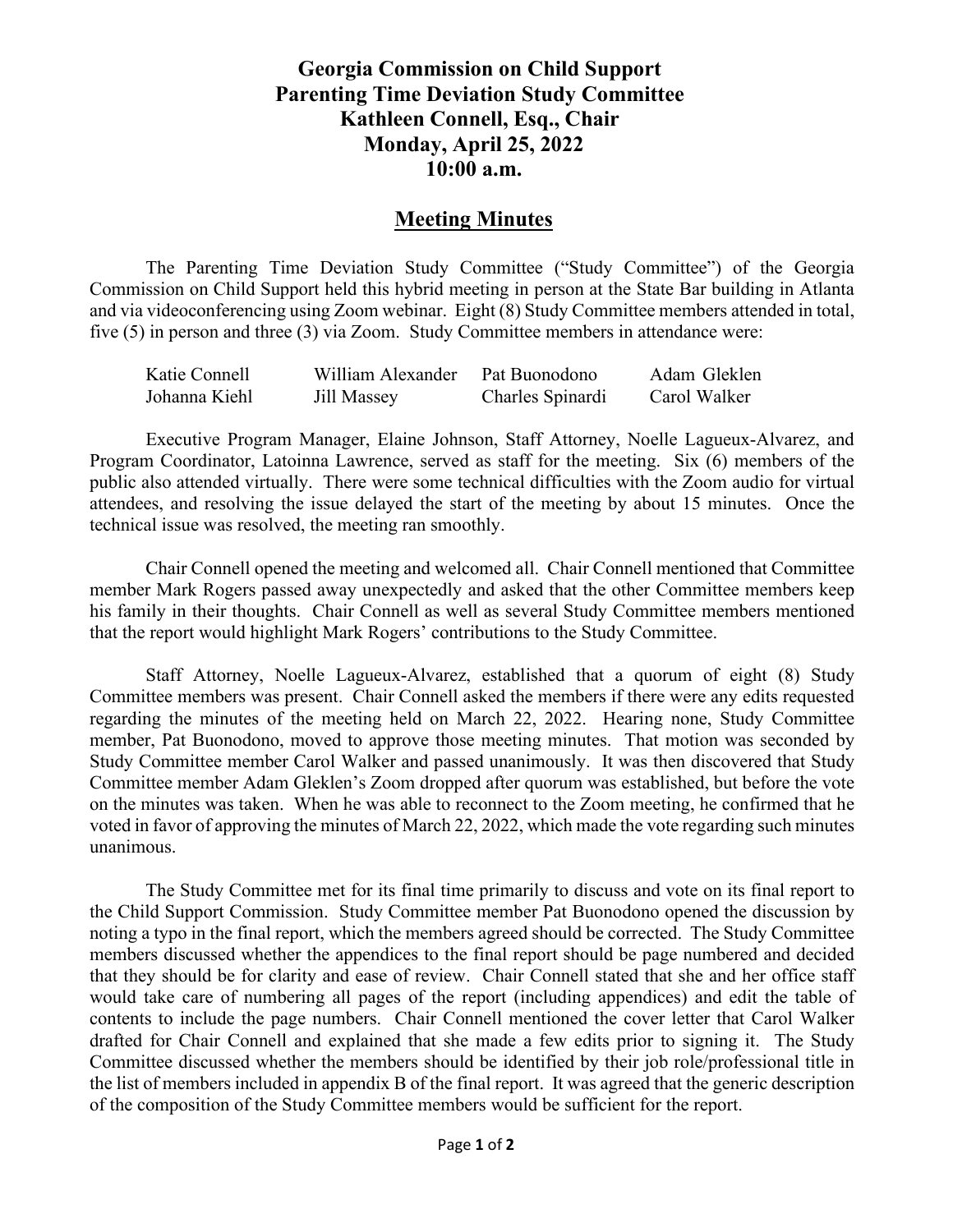# Georgia Commission on Child Support
# Parenting Time Deviation Study Committee
# Kathleen Connell, Esq., Chair
# Monday, April 25, 2022
# 10:00 a.m.

## Meeting Minutes

The Parenting Time Deviation Study Committee ("Study Committee") of the Georgia Commission on Child Support held this hybrid meeting in person at the State Bar building in Atlanta and via videoconferencing using Zoom webinar. Eight (8) Study Committee members attended in total, five (5) in person and three (3) via Zoom. Study Committee members in attendance were:

| | | | |
|---|---|---|---|
| Katie Connell | William Alexander | Pat Buonodono | Adam Gleklen |
| Johanna Kiehl | Jill Massey | Charles Spinardi | Carol Walker |

Executive Program Manager, Elaine Johnson, Staff Attorney, Noelle Lagueux-Alvarez, and Program Coordinator, Latoinna Lawrence, served as staff for the meeting. Six (6) members of the public also attended virtually. There were some technical difficulties with the Zoom audio for virtual attendees, and resolving the issue delayed the start of the meeting by about 15 minutes. Once the technical issue was resolved, the meeting ran smoothly.

Chair Connell opened the meeting and welcomed all. Chair Connell mentioned that Committee member Mark Rogers passed away unexpectedly and asked that the other Committee members keep his family in their thoughts. Chair Connell as well as several Study Committee members mentioned that the report would highlight Mark Rogers' contributions to the Study Committee.

Staff Attorney, Noelle Lagueux-Alvarez, established that a quorum of eight (8) Study Committee members was present. Chair Connell asked the members if there were any edits requested regarding the minutes of the meeting held on March 22, 2022. Hearing none, Study Committee member, Pat Buonodono, moved to approve those meeting minutes. That motion was seconded by Study Committee member Carol Walker and passed unanimously. It was then discovered that Study Committee member Adam Gleklen's Zoom dropped after quorum was established, but before the vote on the minutes was taken. When he was able to reconnect to the Zoom meeting, he confirmed that he voted in favor of approving the minutes of March 22, 2022, which made the vote regarding such minutes unanimous.

The Study Committee met for its final time primarily to discuss and vote on its final report to the Child Support Commission. Study Committee member Pat Buonodono opened the discussion by noting a typo in the final report, which the members agreed should be corrected. The Study Committee members discussed whether the appendices to the final report should be page numbered and decided that they should be for clarity and ease of review. Chair Connell stated that she and her office staff would take care of numbering all pages of the report (including appendices) and edit the table of contents to include the page numbers. Chair Connell mentioned the cover letter that Carol Walker drafted for Chair Connell and explained that she made a few edits prior to signing it. The Study Committee discussed whether the members should be identified by their job role/professional title in the list of members included in appendix B of the final report. It was agreed that the generic description of the composition of the Study Committee members would be sufficient for the report.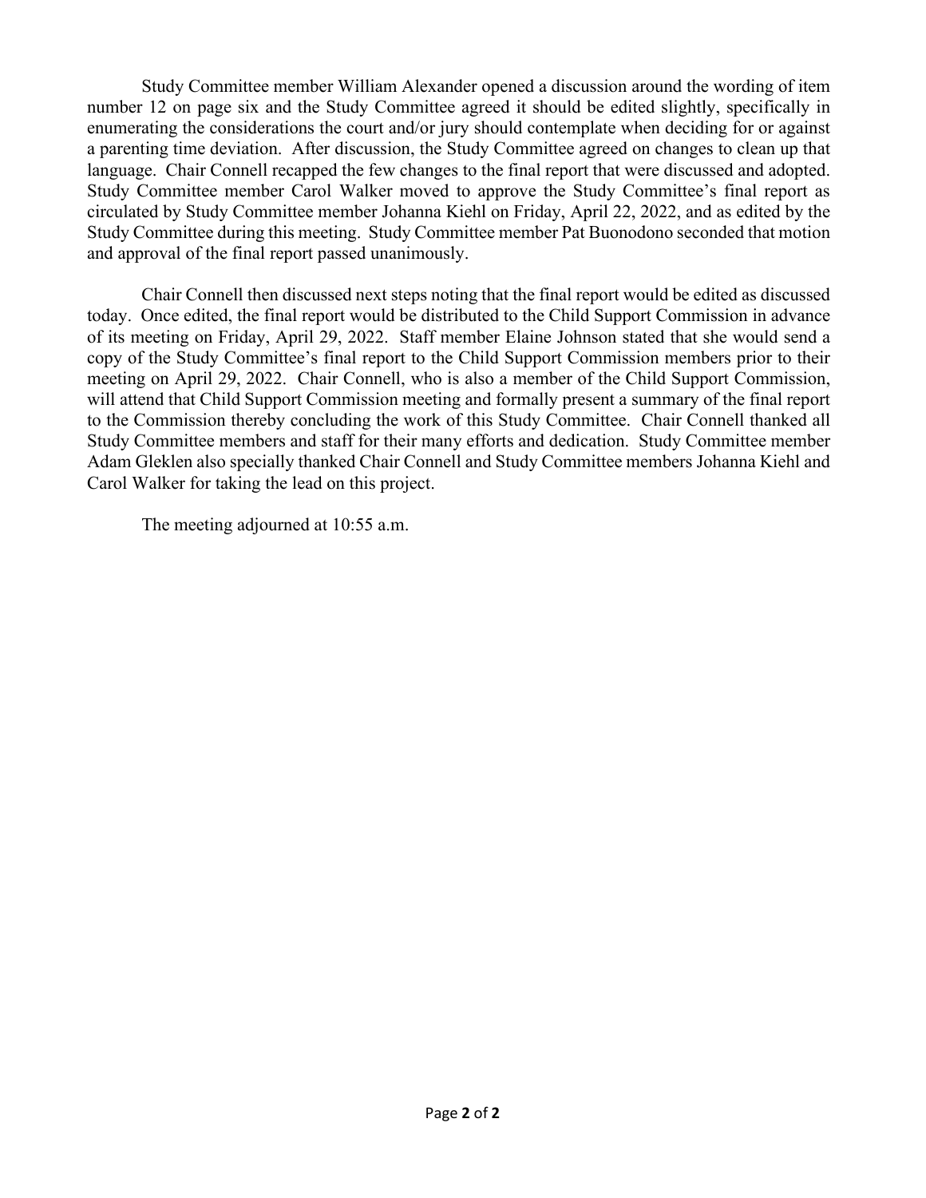Study Committee member William Alexander opened a discussion around the wording of item number 12 on page six and the Study Committee agreed it should be edited slightly, specifically in enumerating the considerations the court and/or jury should contemplate when deciding for or against a parenting time deviation. After discussion, the Study Committee agreed on changes to clean up that language. Chair Connell recapped the few changes to the final report that were discussed and adopted. Study Committee member Carol Walker moved to approve the Study Committee's final report as circulated by Study Committee member Johanna Kiehl on Friday, April 22, 2022, and as edited by the Study Committee during this meeting. Study Committee member Pat Buonodono seconded that motion and approval of the final report passed unanimously.

Chair Connell then discussed next steps noting that the final report would be edited as discussed today. Once edited, the final report would be distributed to the Child Support Commission in advance of its meeting on Friday, April 29, 2022. Staff member Elaine Johnson stated that she would send a copy of the Study Committee's final report to the Child Support Commission members prior to their meeting on April 29, 2022. Chair Connell, who is also a member of the Child Support Commission, will attend that Child Support Commission meeting and formally present a summary of the final report to the Commission thereby concluding the work of this Study Committee. Chair Connell thanked all Study Committee members and staff for their many efforts and dedication. Study Committee member Adam Gleklen also specially thanked Chair Connell and Study Committee members Johanna Kiehl and Carol Walker for taking the lead on this project.

The meeting adjourned at 10:55 a.m.